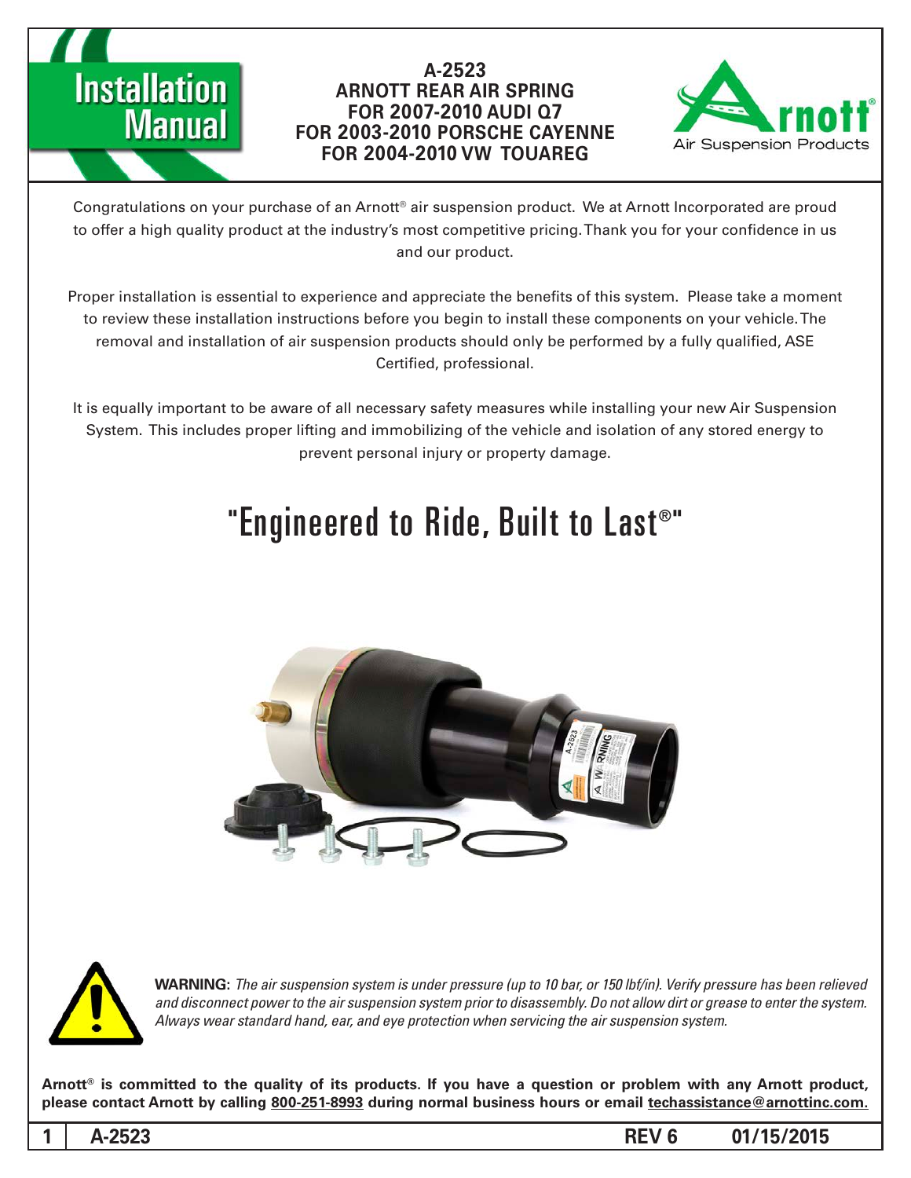# Installation Manual

## A-2523
## ARNOTT REAR AIR SPRING
## FOR 2007-2010 AUDI Q7
## FOR 2003-2010 PORSCHE CAYENNE
## FOR 2004-2010 VW TOUAREG

Arnott® Air Suspension Products

Congratulations on your purchase of an Arnott® air suspension product. We at Arnott Incorporated are proud to offer a high quality product at the industry's most competitive pricing. Thank you for your confidence in us and our product.

Proper installation is essential to experience and appreciate the benefits of this system. Please take a moment to review these installation instructions before you begin to install these components on your vehicle. The removal and installation of air suspension products should only be performed by a fully qualified, ASE Certified, professional.

It is equally important to be aware of all necessary safety measures while installing your new Air Suspension System. This includes proper lifting and immobilizing of the vehicle and isolation of any stored energy to prevent personal injury or property damage.

# "Engineered to Ride, Built to Last®"

**WARNING:** *The air suspension system is under pressure (up to 10 bar, or 150 lbf/in). Verify pressure has been relieved and disconnect power to the air suspension system prior to disassembly. Do not allow dirt or grease to enter the system. Always wear standard hand, ear, and eye protection when servicing the air suspension system.*

**Arnott® is committed to the quality of its products. If you have a question or problem with any Arnott product, please contact Arnott by calling 800-251-8993 during normal business hours or email techassistance@arnottinc.com.**

**A-2523 REV 6 01/15/2015**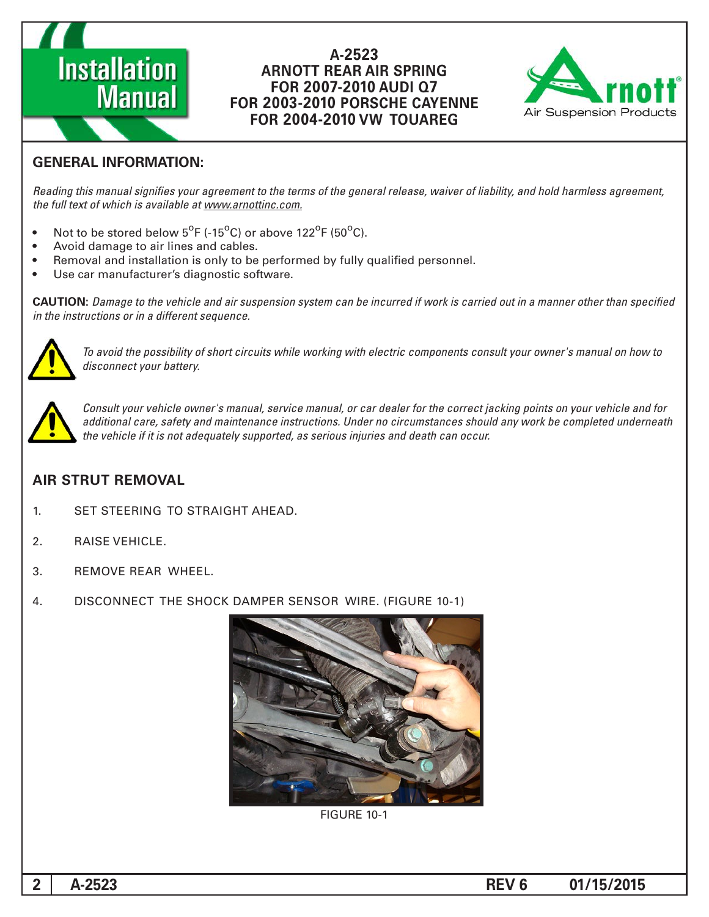# A-2523
# ARNOTT REAR AIR SPRING
# FOR 2007-2010 AUDI Q7
# FOR 2003-2010 PORSCHE CAYENNE
# FOR 2004-2010 VW TOUAREG

## GENERAL INFORMATION:

*Reading this manual signifies your agreement to the terms of the general release, waiver of liability, and hold harmless agreement, the full text of which is available at www.arnottinc.com.*

- Not to be stored below 5°F (-15°C) or above 122°F (50°C).
- Avoid damage to air lines and cables.
- Removal and installation is only to be performed by fully qualified personnel.
- Use car manufacturer's diagnostic software.

**CAUTION:** *Damage to the vehicle and air suspension system can be incurred if work is carried out in a manner other than specified in the instructions or in a different sequence.*

*To avoid the possibility of short circuits while working with electric components consult your owner's manual on how to disconnect your battery.*

*Consult your vehicle owner's manual, service manual, or car dealer for the correct jacking points on your vehicle and for additional care, safety and maintenance instructions. Under no circumstances should any work be completed underneath the vehicle if it is not adequately supported, as serious injuries and death can occur.*

## AIR STRUT REMOVAL

1. SET STEERING TO STRAIGHT AHEAD.
2. RAISE VEHICLE.
3. REMOVE REAR WHEEL.
4. DISCONNECT THE SHOCK DAMPER SENSOR WIRE. (FIGURE 10-1)

FIGURE 10-1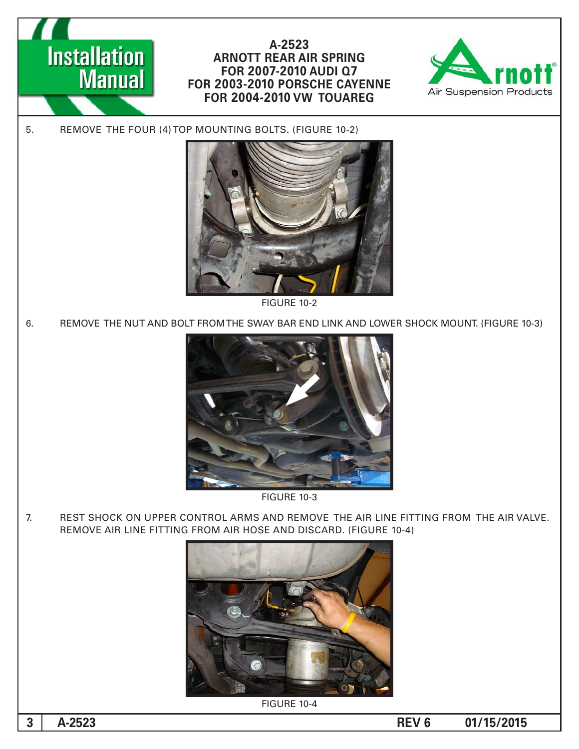5. REMOVE THE FOUR (4) TOP MOUNTING BOLTS. (FIGURE 10-2)

FIGURE 10-2

6. REMOVE THE NUT AND BOLT FROM THE SWAY BAR END LINK AND LOWER SHOCK MOUNT. (FIGURE 10-3)

FIGURE 10-3

7. REST SHOCK ON UPPER CONTROL ARMS AND REMOVE THE AIR LINE FITTING FROM THE AIR VALVE. REMOVE AIR LINE FITTING FROM AIR HOSE AND DISCARD. (FIGURE 10-4)

FIGURE 10-4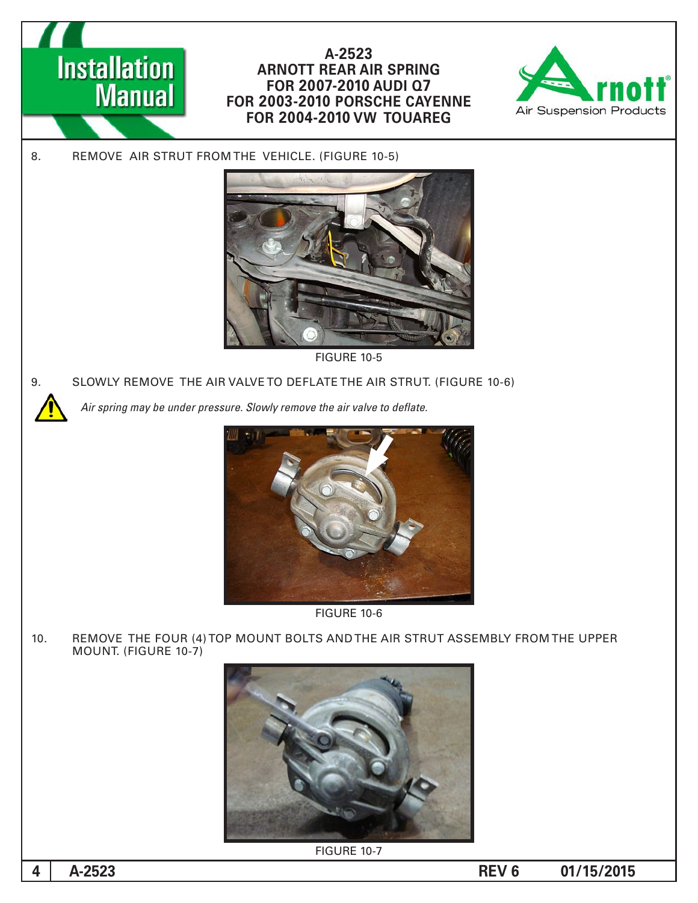8. REMOVE AIR STRUT FROM THE VEHICLE. (FIGURE 10-5)

FIGURE 10-5

9. SLOWLY REMOVE THE AIR VALVE TO DEFLATE THE AIR STRUT. (FIGURE 10-6)

*Air spring may be under pressure. Slowly remove the air valve to deflate.*

FIGURE 10-6

10. REMOVE THE FOUR (4) TOP MOUNT BOLTS AND THE AIR STRUT ASSEMBLY FROM THE UPPER MOUNT. (FIGURE 10-7)

FIGURE 10-7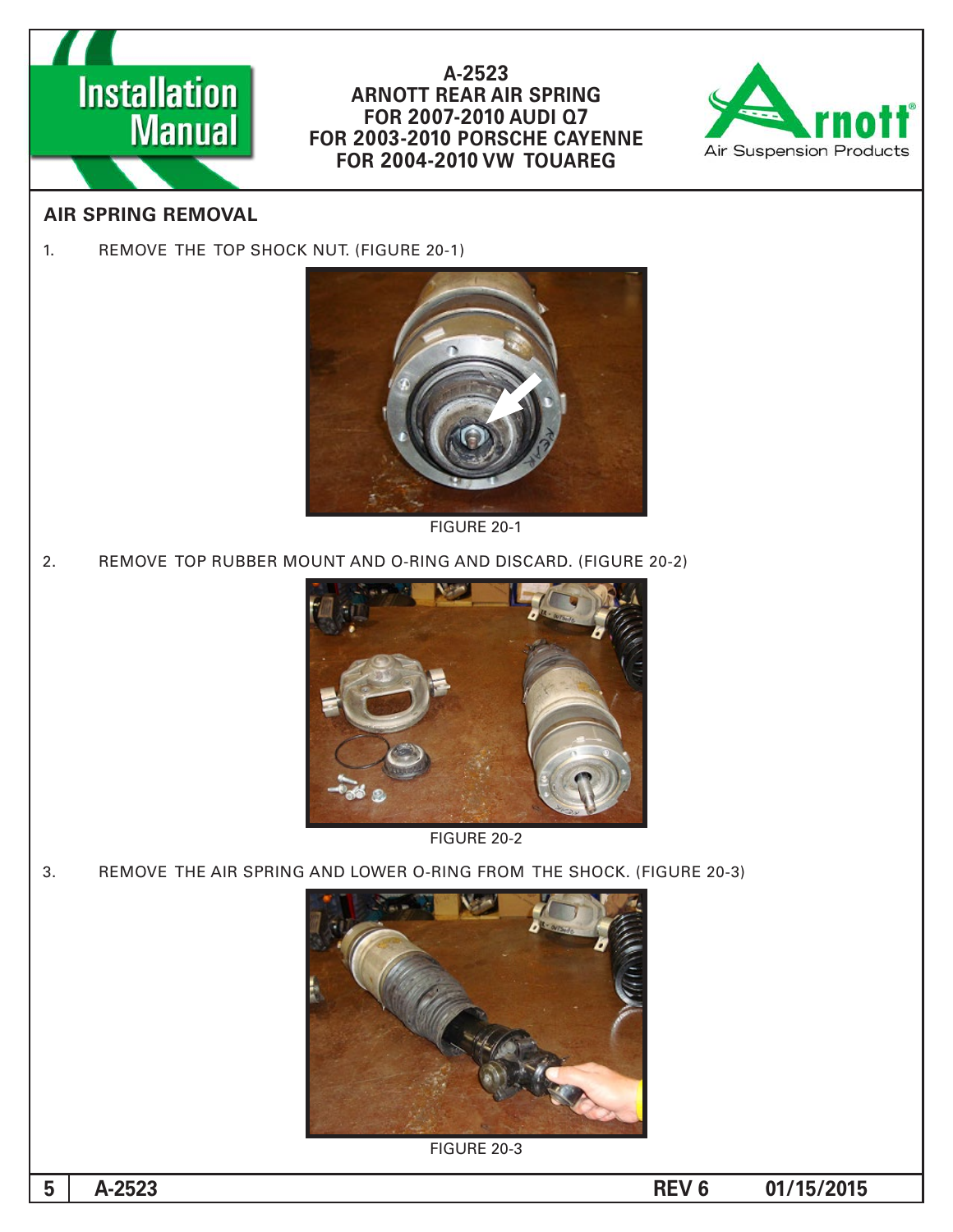## AIR SPRING REMOVAL

1. REMOVE THE TOP SHOCK NUT. (FIGURE 20-1)

FIGURE 20-1

2. REMOVE TOP RUBBER MOUNT AND O-RING AND DISCARD. (FIGURE 20-2)

FIGURE 20-2

3. REMOVE THE AIR SPRING AND LOWER O-RING FROM THE SHOCK. (FIGURE 20-3)

FIGURE 20-3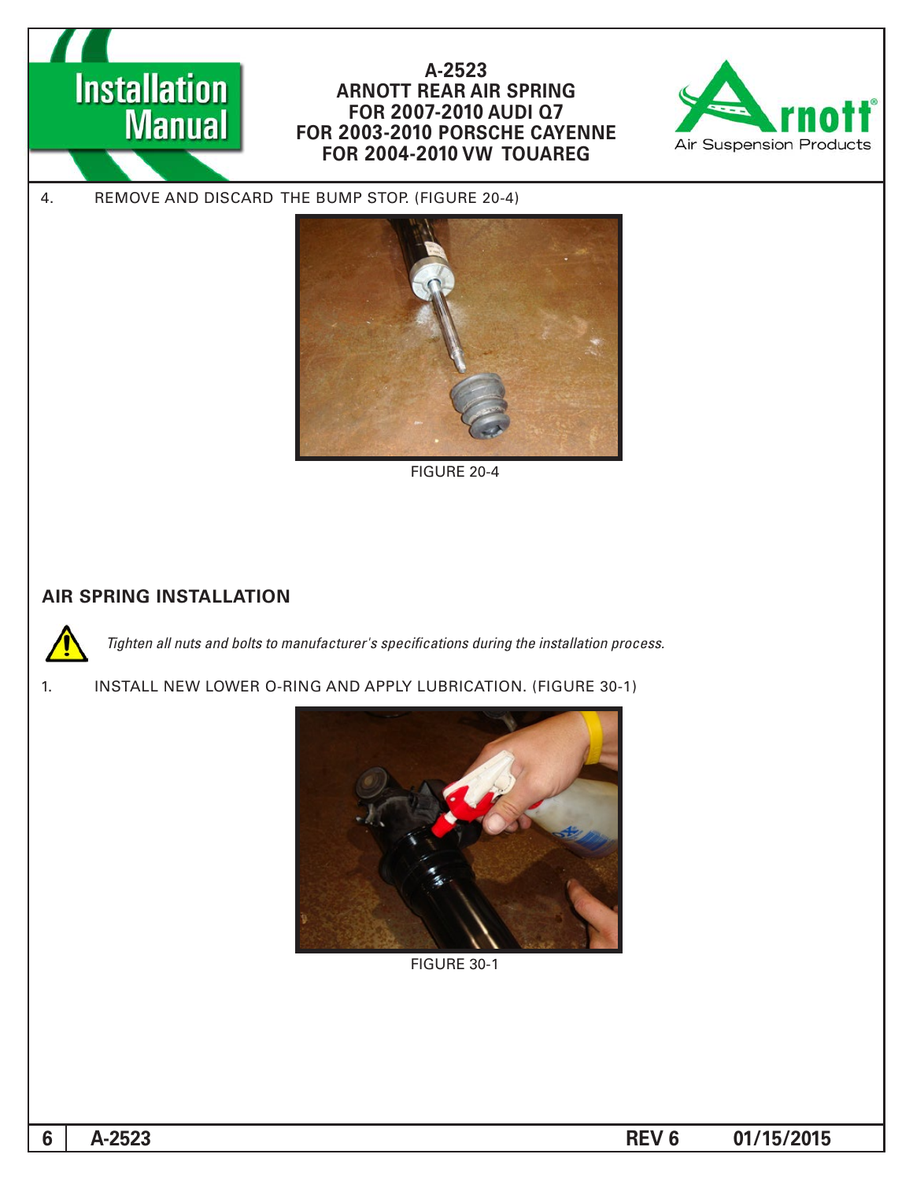4. REMOVE AND DISCARD THE BUMP STOP. (FIGURE 20-4)

FIGURE 20-4

## AIR SPRING INSTALLATION

*Tighten all nuts and bolts to manufacturer's specifications during the installation process.*

1. INSTALL NEW LOWER O-RING AND APPLY LUBRICATION. (FIGURE 30-1)

FIGURE 30-1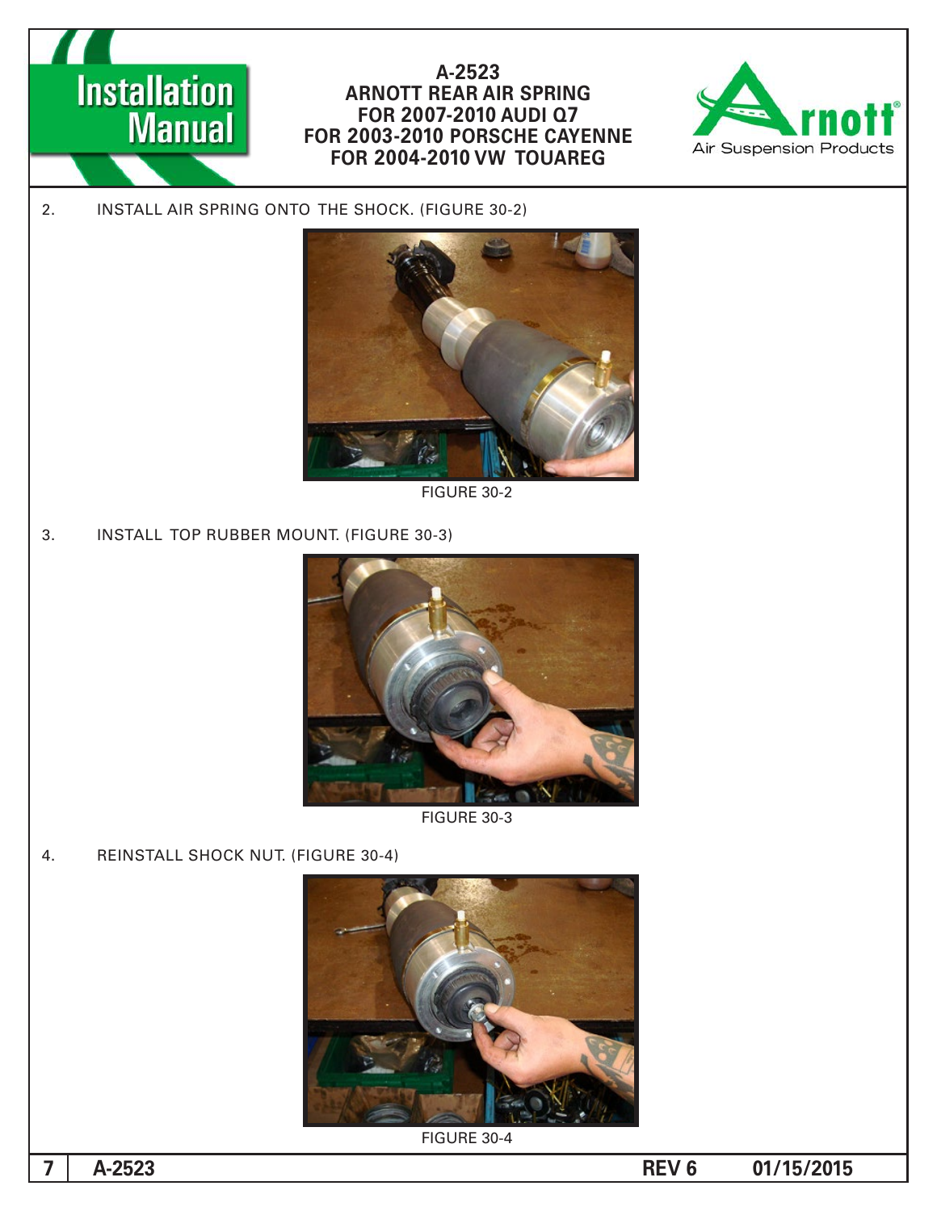2. INSTALL AIR SPRING ONTO THE SHOCK. (FIGURE 30-2)

FIGURE 30-2

3. INSTALL TOP RUBBER MOUNT. (FIGURE 30-3)

FIGURE 30-3

4. REINSTALL SHOCK NUT. (FIGURE 30-4)

FIGURE 30-4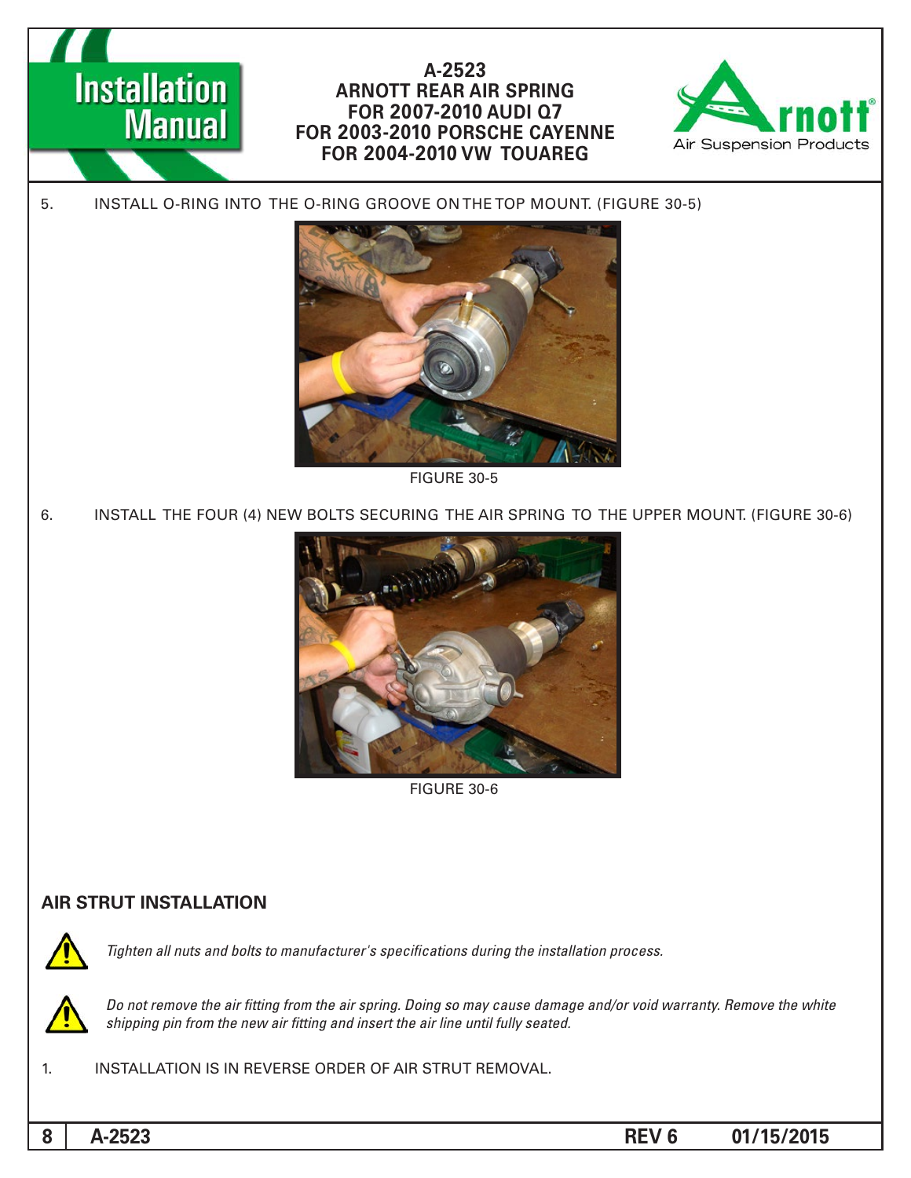5. INSTALL O-RING INTO THE O-RING GROOVE ON THE TOP MOUNT. (FIGURE 30-5)

FIGURE 30-5

6. INSTALL THE FOUR (4) NEW BOLTS SECURING THE AIR SPRING TO THE UPPER MOUNT. (FIGURE 30-6)

FIGURE 30-6

## AIR STRUT INSTALLATION

*Tighten all nuts and bolts to manufacturer's specifications during the installation process.*

*Do not remove the air fitting from the air spring. Doing so may cause damage and/or void warranty. Remove the white shipping pin from the new air fitting and insert the air line until fully seated.*

1. INSTALLATION IS IN REVERSE ORDER OF AIR STRUT REMOVAL.